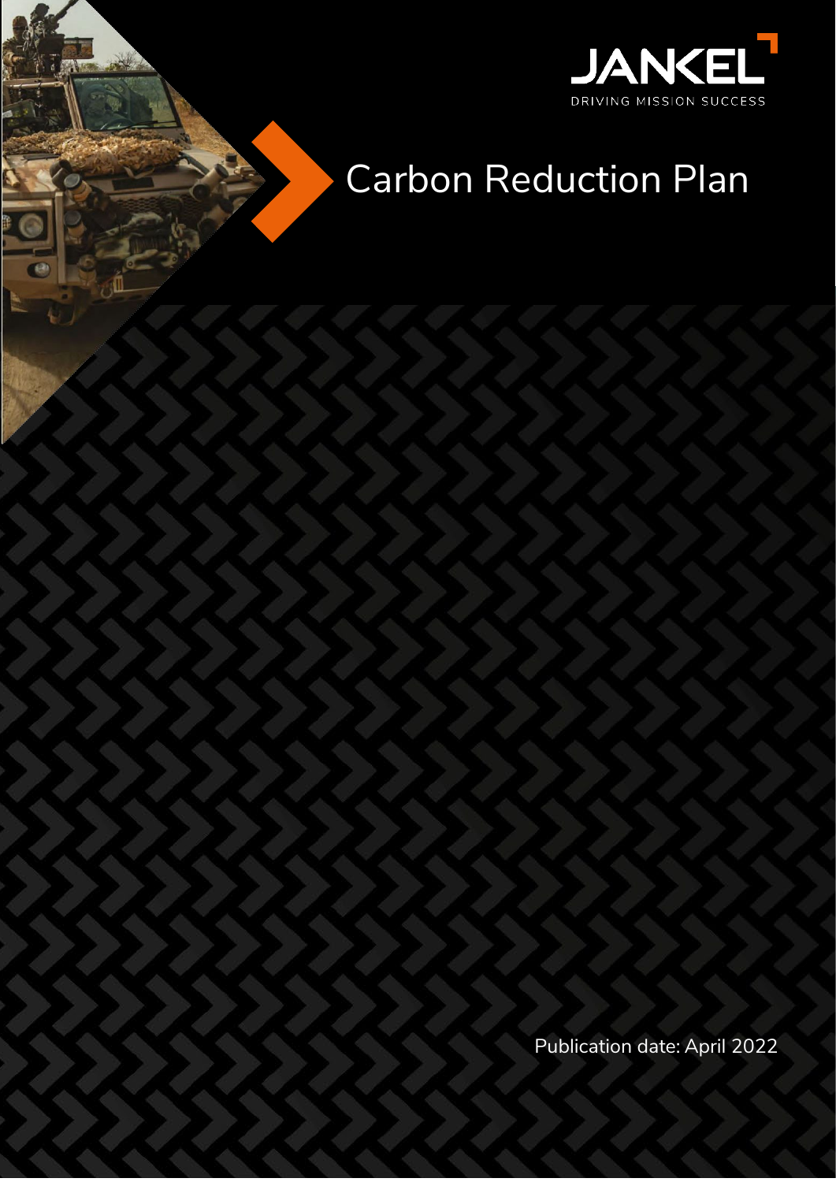JANKEL

DRIVING MISSION SUCCESS

# Carbon Reduction Plan

Publication date: April 2022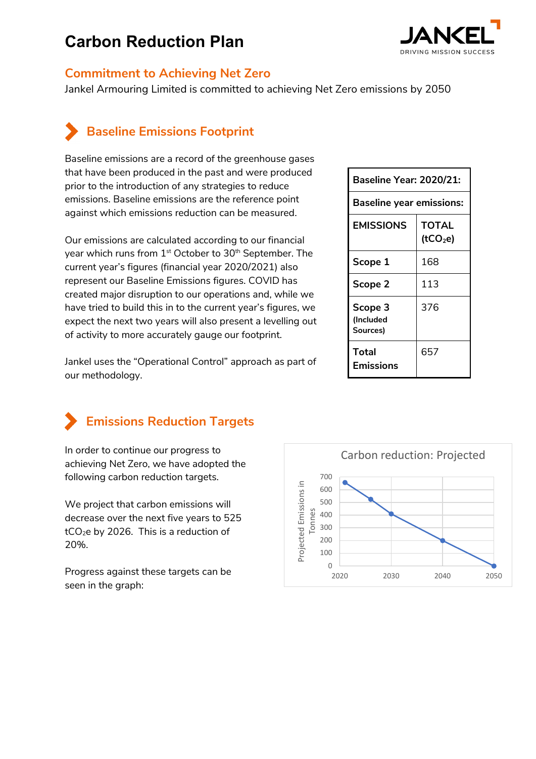# Carbon Reduction Plan

## Commitment to Achieving Net Zero

Jankel Armouring Limited is committed to achieving Net Zero emissions by 2050

## Baseline Emissions Footprint

Baseline emissions are a record of the greenhouse gases that have been produced in the past and were produced prior to the introduction of any strategies to reduce emissions. Baseline emissions are the reference point against which emissions reduction can be measured.

Our emissions are calculated according to our financial year which runs from 1st October to 30th September. The current year's figures (financial year 2020/2021) also represent our Baseline Emissions figures. COVID has created major disruption to our operations and, while we have tried to build this in to the current year's figures, we expect the next two years will also present a levelling out of activity to more accurately gauge our footprint.

Jankel uses the "Operational Control" approach as part of our methodology.

| **Baseline Year: 2020/21:** | |
|---|---|
| **Baseline year emissions:** | |
| **EMISSIONS** | **TOTAL ($tCO_2e$)** |
| **Scope 1** | 168 |
| **Scope 2** | 113 |
| **Scope 3** (Included Sources) | 376 |
| **Total Emissions** | 657 |

## Emissions Reduction Targets

In order to continue our progress to achieving Net Zero, we have adopted the following carbon reduction targets.

We project that carbon emissions will decrease over the next five years to 525 $tCO_2e$ by 2026. This is a reduction of 20%.

Progress against these targets can be seen in the graph:

Carbon reduction: Projected

(Y-axis: Projected Emissions in Tonnes, 0–700; X-axis: 2020, 2030, 2040, 2050)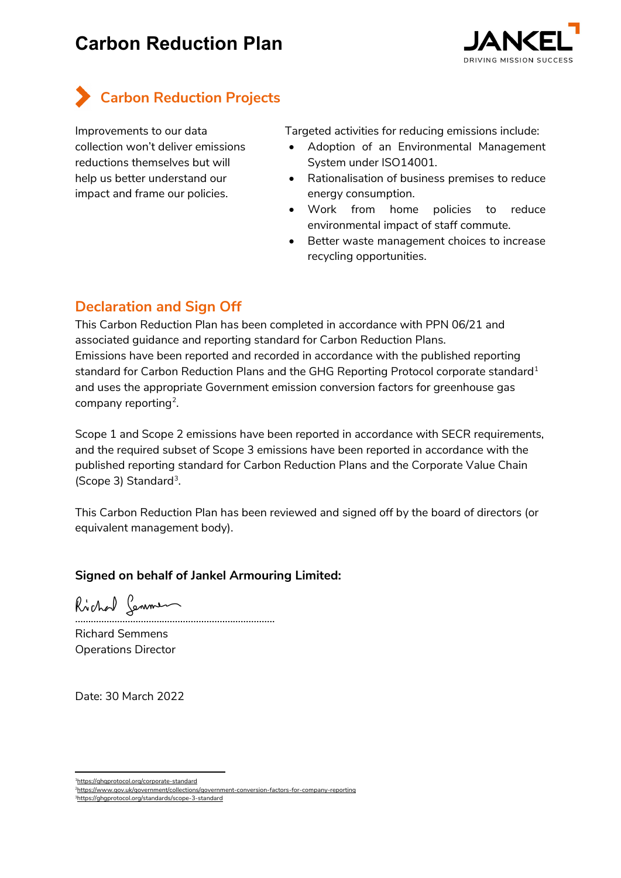# Carbon Reduction Plan

## Carbon Reduction Projects

Improvements to our data collection won't deliver emissions reductions themselves but will help us better understand our impact and frame our policies.

Targeted activities for reducing emissions include:

- Adoption of an Environmental Management System under ISO14001.
- Rationalisation of business premises to reduce energy consumption.
- Work from home policies to reduce environmental impact of staff commute.
- Better waste management choices to increase recycling opportunities.

## Declaration and Sign Off

This Carbon Reduction Plan has been completed in accordance with PPN 06/21 and associated guidance and reporting standard for Carbon Reduction Plans.
Emissions have been reported and recorded in accordance with the published reporting standard for Carbon Reduction Plans and the GHG Reporting Protocol corporate standard[1] and uses the appropriate Government emission conversion factors for greenhouse gas company reporting[2].

Scope 1 and Scope 2 emissions have been reported in accordance with SECR requirements, and the required subset of Scope 3 emissions have been reported in accordance with the published reporting standard for Carbon Reduction Plans and the Corporate Value Chain (Scope 3) Standard[3].

This Carbon Reduction Plan has been reviewed and signed off by the board of directors (or equivalent management body).

**Signed on behalf of Jankel Armouring Limited:**

Richard Semmens
............................................................................

Richard Semmens
Operations Director

Date: 30 March 2022

[1] https://ghgprotocol.org/corporate-standard
[2] https://www.gov.uk/government/collections/government-conversion-factors-for-company-reporting
[3] https://ghgprotocol.org/standards/scope-3-standard